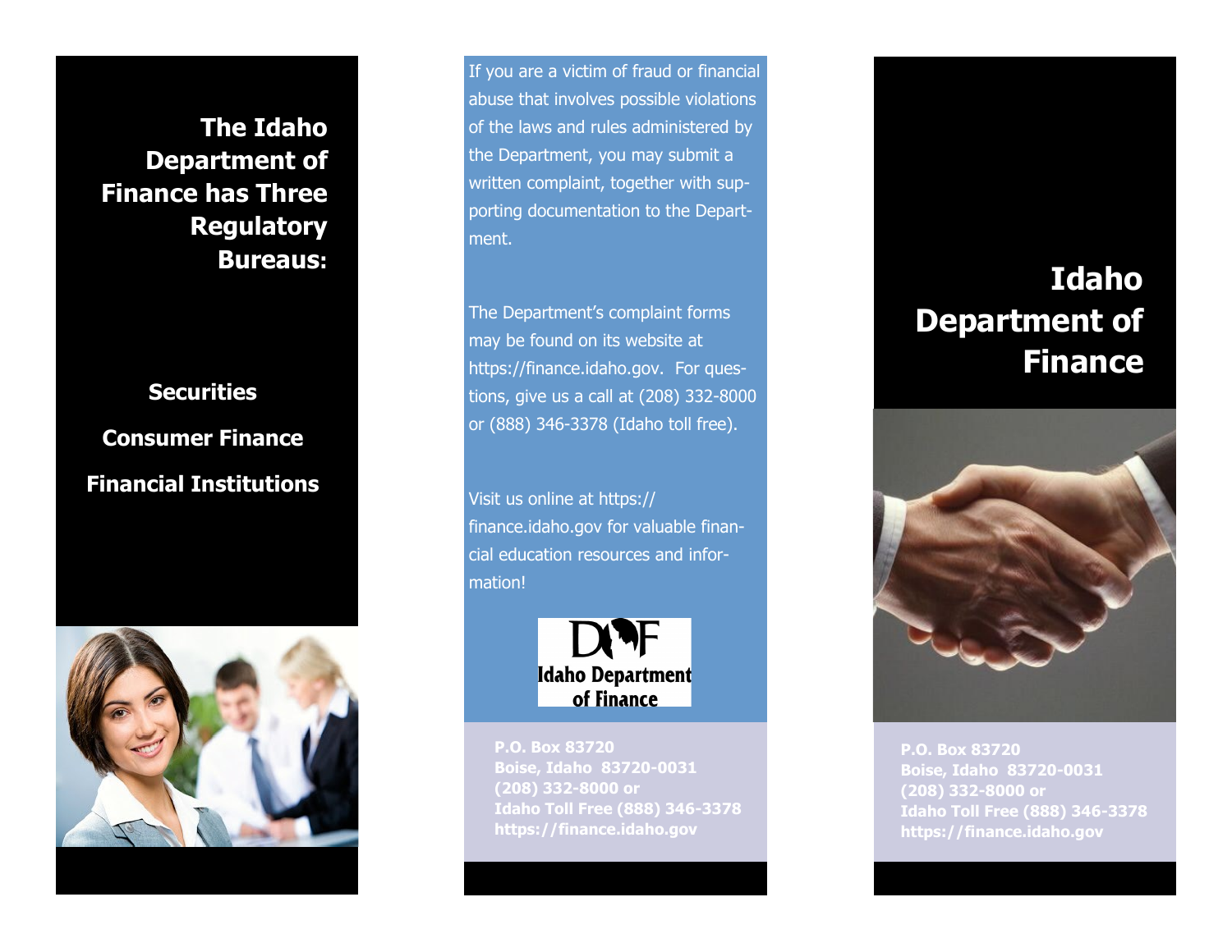## The Idaho Department of Finance has Three Regulatory Bureaus:

**Securities**

**Consumer Finance**

**Financial Institutions**

If you are a victim of fraud or financial abuse that involves possible violations of the laws and rules administered by the Department, you may submit a written complaint, together with supporting documentation to the Department.

The Department's complaint forms may be found on its website at https://finance.idaho.gov. For questions, give us a call at (208) 332-8000 or (888) 346-3378 (Idaho toll free).

Visit us online at https://finance.idaho.gov for valuable financial education resources and information!

DOF
Idaho Department of Finance

**P.O. Box 83720**
**Boise, Idaho 83720-0031**
**(208) 332-8000 or**
**Idaho Toll Free (888) 346-3378**
**https://finance.idaho.gov**

# Idaho Department of Finance

**P.O. Box 83720**
**Boise, Idaho 83720-0031**
**(208) 332-8000 or**
**Idaho Toll Free (888) 346-3378**
**https://finance.idaho.gov**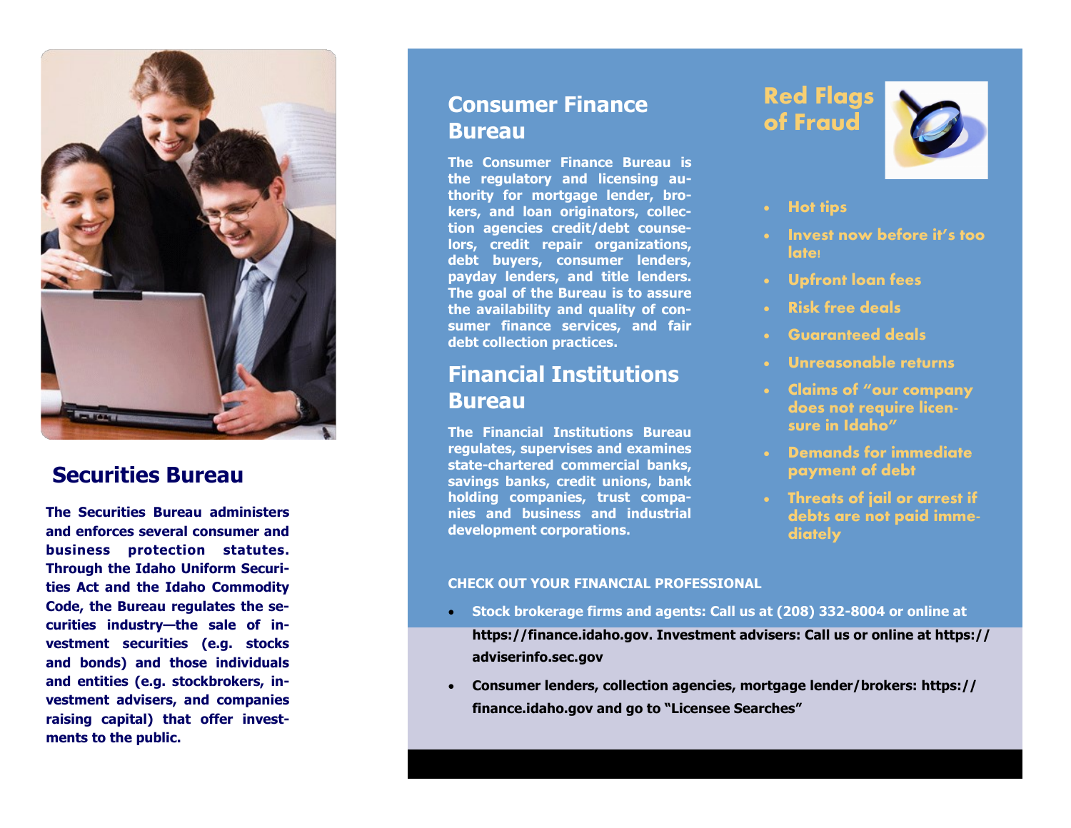## Securities Bureau

**The Securities Bureau administers and enforces several consumer and business protection statutes. Through the Idaho Uniform Securities Act and the Idaho Commodity Code, the Bureau regulates the securities industry—the sale of investment securities (e.g. stocks and bonds) and those individuals and entities (e.g. stockbrokers, investment advisers, and companies raising capital) that offer investments to the public.**

## Consumer Finance Bureau

**The Consumer Finance Bureau is the regulatory and licensing authority for mortgage lender, brokers, and loan originators, collection agencies credit/debt counselors, credit repair organizations, debt buyers, consumer lenders, payday lenders, and title lenders. The goal of the Bureau is to assure the availability and quality of consumer finance services, and fair debt collection practices.**

## Financial Institutions Bureau

**The Financial Institutions Bureau regulates, supervises and examines state-chartered commercial banks, savings banks, credit unions, bank holding companies, trust companies and business and industrial development corporations.**

## Red Flags of Fraud

- **Hot tips**
- **Invest now before it's too late!**
- **Upfront loan fees**
- **Risk free deals**
- **Guaranteed deals**
- **Unreasonable returns**
- **Claims of "our company does not require licensure in Idaho"**
- **Demands for immediate payment of debt**
- **Threats of jail or arrest if debts are not paid immediately**

**CHECK OUT YOUR FINANCIAL PROFESSIONAL**

- **Stock brokerage firms and agents: Call us at (208) 332-8004 or online at https://finance.idaho.gov. Investment advisers: Call us or online at https://adviserinfo.sec.gov**
- **Consumer lenders, collection agencies, mortgage lender/brokers: https://finance.idaho.gov and go to "Licensee Searches"**